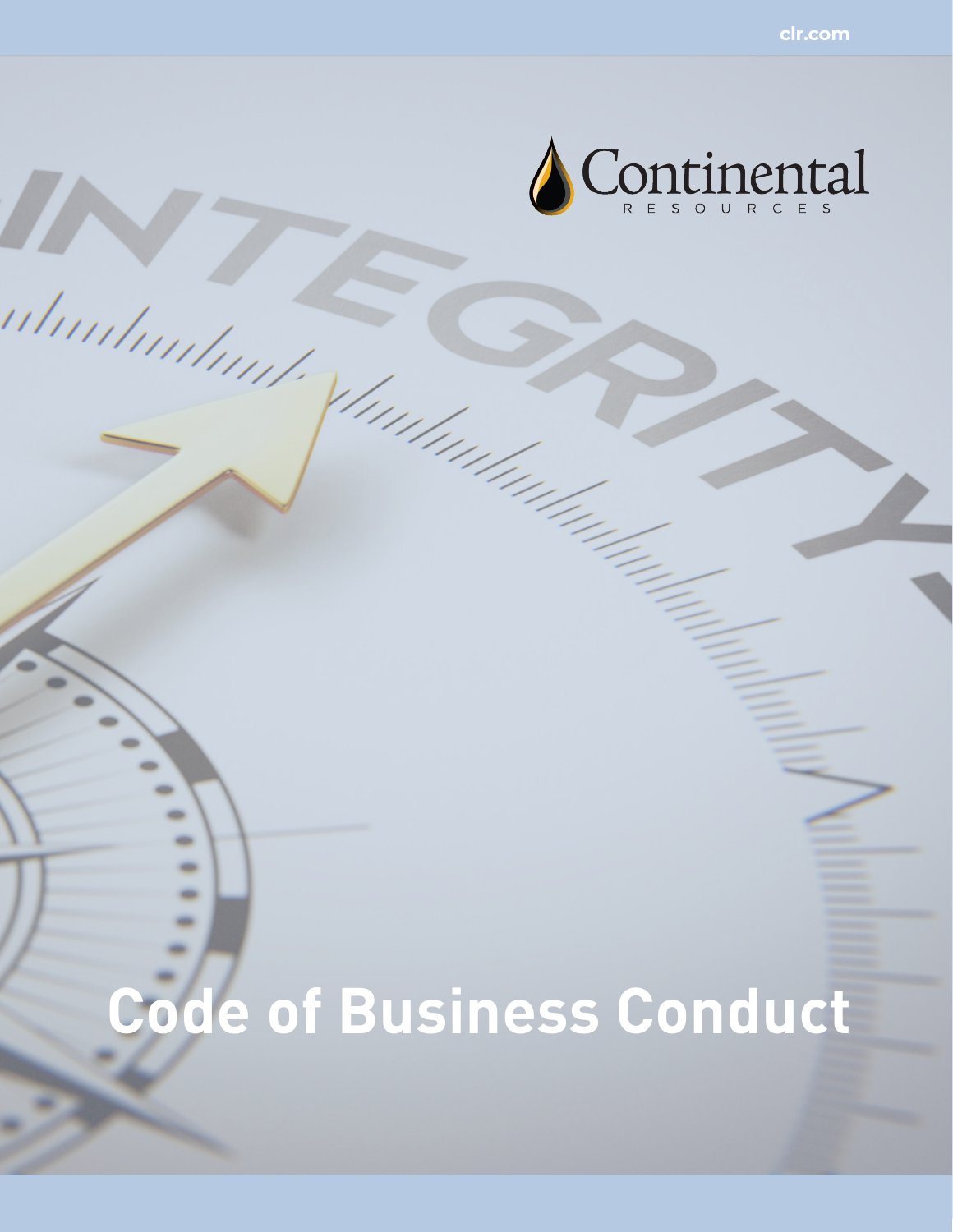clr.com

Continental
RESOURCES

# Code of Business Conduct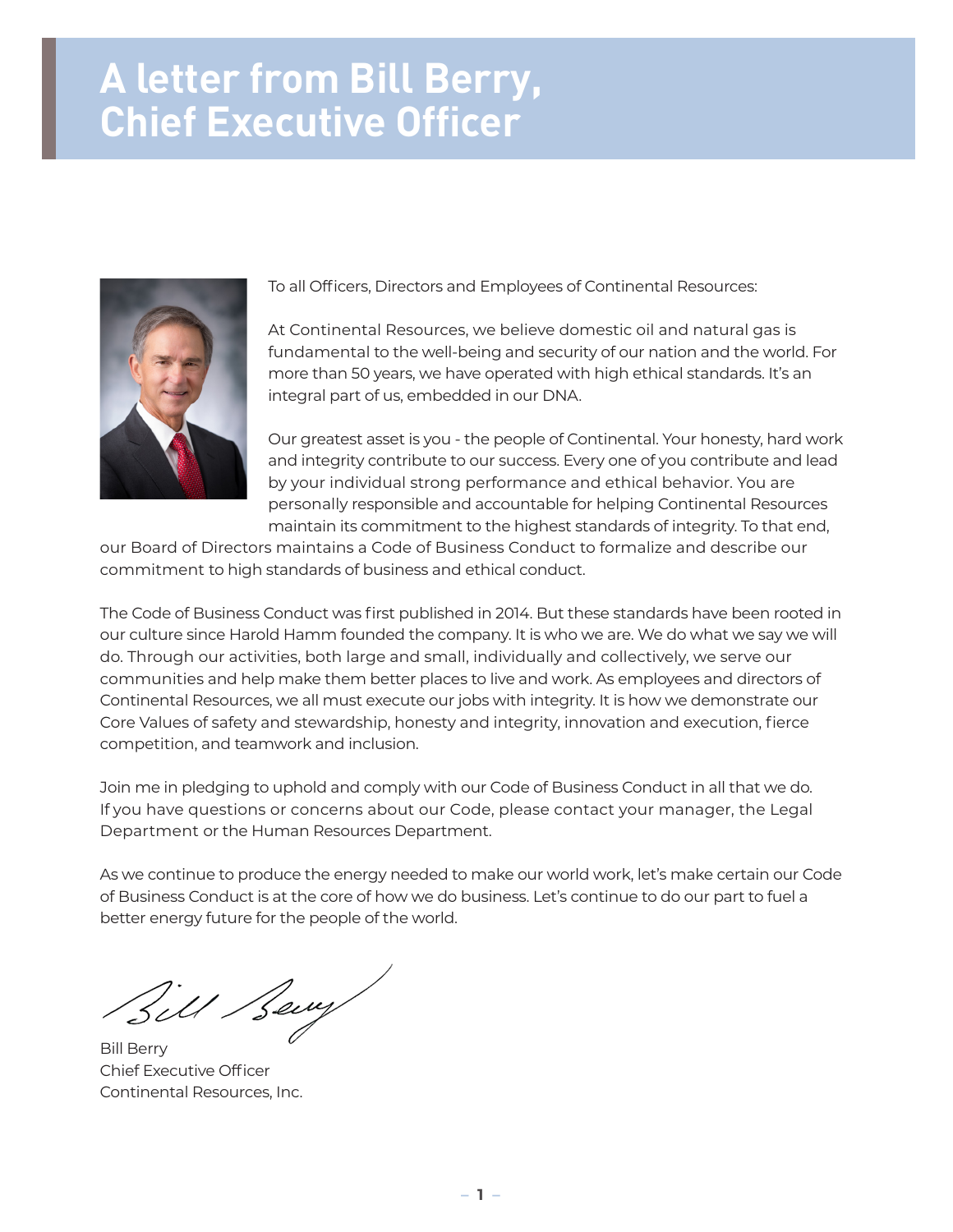# A letter from Bill Berry, Chief Executive Officer

To all Officers, Directors and Employees of Continental Resources:

At Continental Resources, we believe domestic oil and natural gas is fundamental to the well-being and security of our nation and the world. For more than 50 years, we have operated with high ethical standards. It's an integral part of us, embedded in our DNA.

Our greatest asset is you - the people of Continental. Your honesty, hard work and integrity contribute to our success. Every one of you contribute and lead by your individual strong performance and ethical behavior. You are personally responsible and accountable for helping Continental Resources maintain its commitment to the highest standards of integrity. To that end, our Board of Directors maintains a Code of Business Conduct to formalize and describe our commitment to high standards of business and ethical conduct.

The Code of Business Conduct was first published in 2014. But these standards have been rooted in our culture since Harold Hamm founded the company. It is who we are. We do what we say we will do. Through our activities, both large and small, individually and collectively, we serve our communities and help make them better places to live and work. As employees and directors of Continental Resources, we all must execute our jobs with integrity. It is how we demonstrate our Core Values of safety and stewardship, honesty and integrity, innovation and execution, fierce competition, and teamwork and inclusion.

Join me in pledging to uphold and comply with our Code of Business Conduct in all that we do. If you have questions or concerns about our Code, please contact your manager, the Legal Department or the Human Resources Department.

As we continue to produce the energy needed to make our world work, let's make certain our Code of Business Conduct is at the core of how we do business. Let's continue to do our part to fuel a better energy future for the people of the world.

Bill Berry
Chief Executive Officer
Continental Resources, Inc.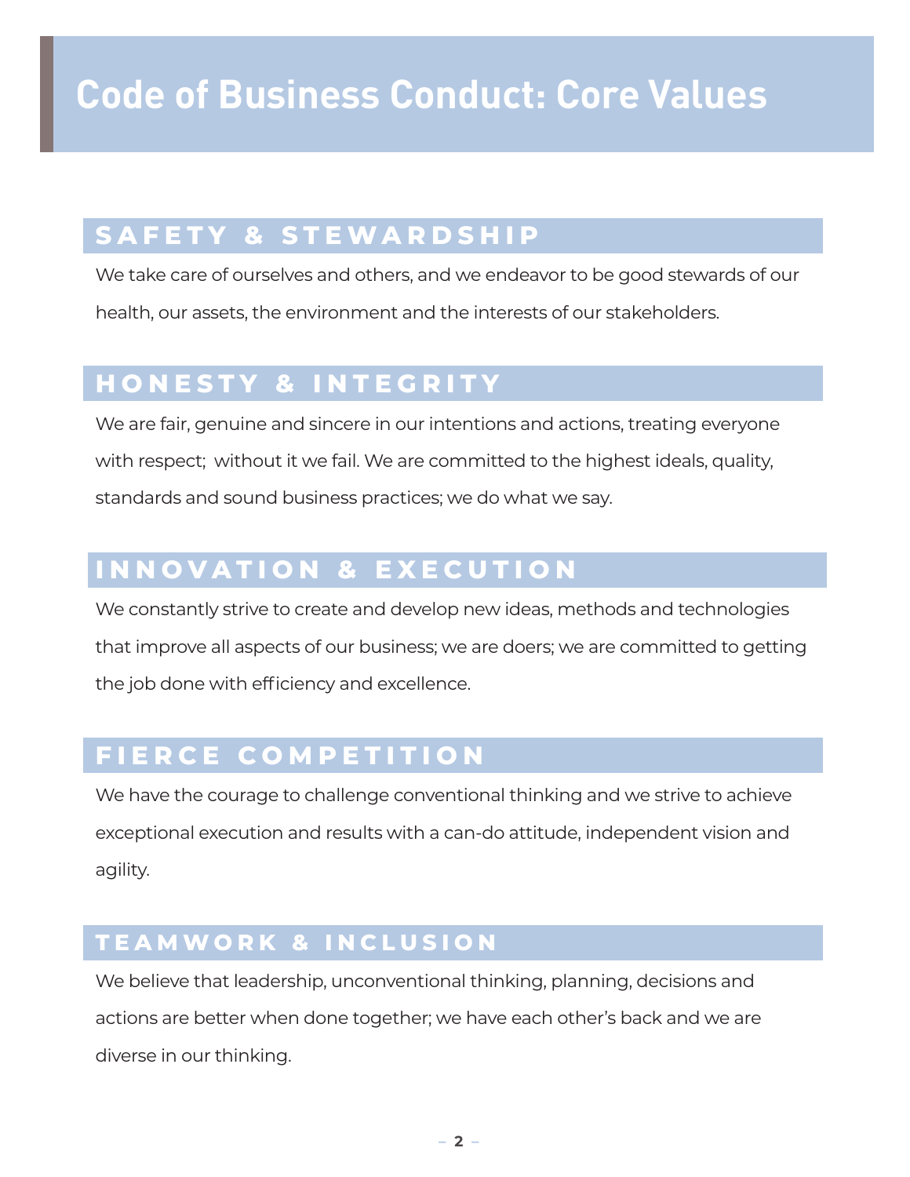# Code of Business Conduct: Core Values

## SAFETY & STEWARDSHIP

We take care of ourselves and others, and we endeavor to be good stewards of our health, our assets, the environment and the interests of our stakeholders.

## HONESTY & INTEGRITY

We are fair, genuine and sincere in our intentions and actions, treating everyone with respect;  without it we fail. We are committed to the highest ideals, quality, standards and sound business practices; we do what we say.

## INNOVATION & EXECUTION

We constantly strive to create and develop new ideas, methods and technologies that improve all aspects of our business; we are doers; we are committed to getting the job done with efficiency and excellence.

## FIERCE COMPETITION

We have the courage to challenge conventional thinking and we strive to achieve exceptional execution and results with a can-do attitude, independent vision and agility.

## TEAMWORK & INCLUSION

We believe that leadership, unconventional thinking, planning, decisions and actions are better when done together; we have each other's back and we are diverse in our thinking.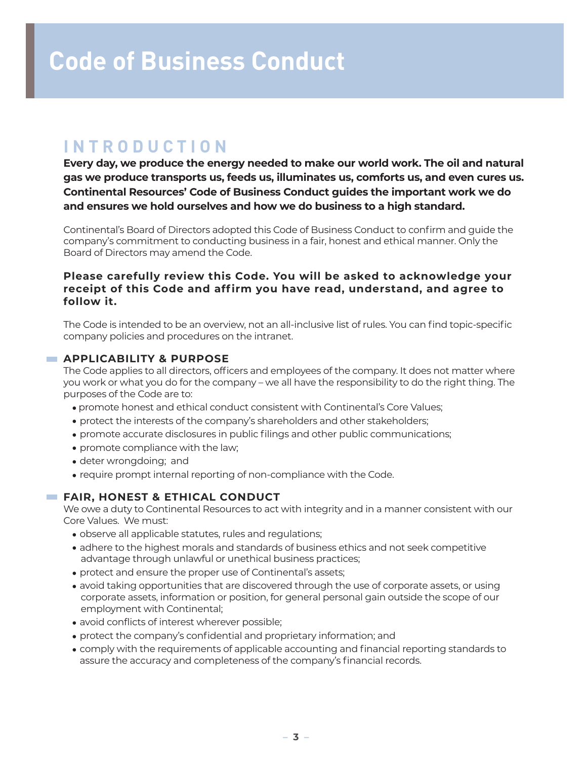# Code of Business Conduct

## INTRODUCTION

**Every day, we produce the energy needed to make our world work. The oil and natural gas we produce transports us, feeds us, illuminates us, comforts us, and even cures us. Continental Resources' Code of Business Conduct guides the important work we do and ensures we hold ourselves and how we do business to a high standard.**

Continental's Board of Directors adopted this Code of Business Conduct to confirm and guide the company's commitment to conducting business in a fair, honest and ethical manner. Only the Board of Directors may amend the Code.

**Please carefully review this Code. You will be asked to acknowledge your receipt of this Code and affirm you have read, understand, and agree to follow it.**

The Code is intended to be an overview, not an all-inclusive list of rules. You can find topic-specific company policies and procedures on the intranet.

### APPLICABILITY & PURPOSE

The Code applies to all directors, officers and employees of the company. It does not matter where you work or what you do for the company – we all have the responsibility to do the right thing. The purposes of the Code are to:

- promote honest and ethical conduct consistent with Continental's Core Values;
- protect the interests of the company's shareholders and other stakeholders;
- promote accurate disclosures in public filings and other public communications;
- promote compliance with the law;
- deter wrongdoing; and
- require prompt internal reporting of non-compliance with the Code.

### FAIR, HONEST & ETHICAL CONDUCT

We owe a duty to Continental Resources to act with integrity and in a manner consistent with our Core Values. We must:

- observe all applicable statutes, rules and regulations;
- adhere to the highest morals and standards of business ethics and not seek competitive advantage through unlawful or unethical business practices;
- protect and ensure the proper use of Continental's assets;
- avoid taking opportunities that are discovered through the use of corporate assets, or using corporate assets, information or position, for general personal gain outside the scope of our employment with Continental;
- avoid conflicts of interest wherever possible;
- protect the company's confidential and proprietary information; and
- comply with the requirements of applicable accounting and financial reporting standards to assure the accuracy and completeness of the company's financial records.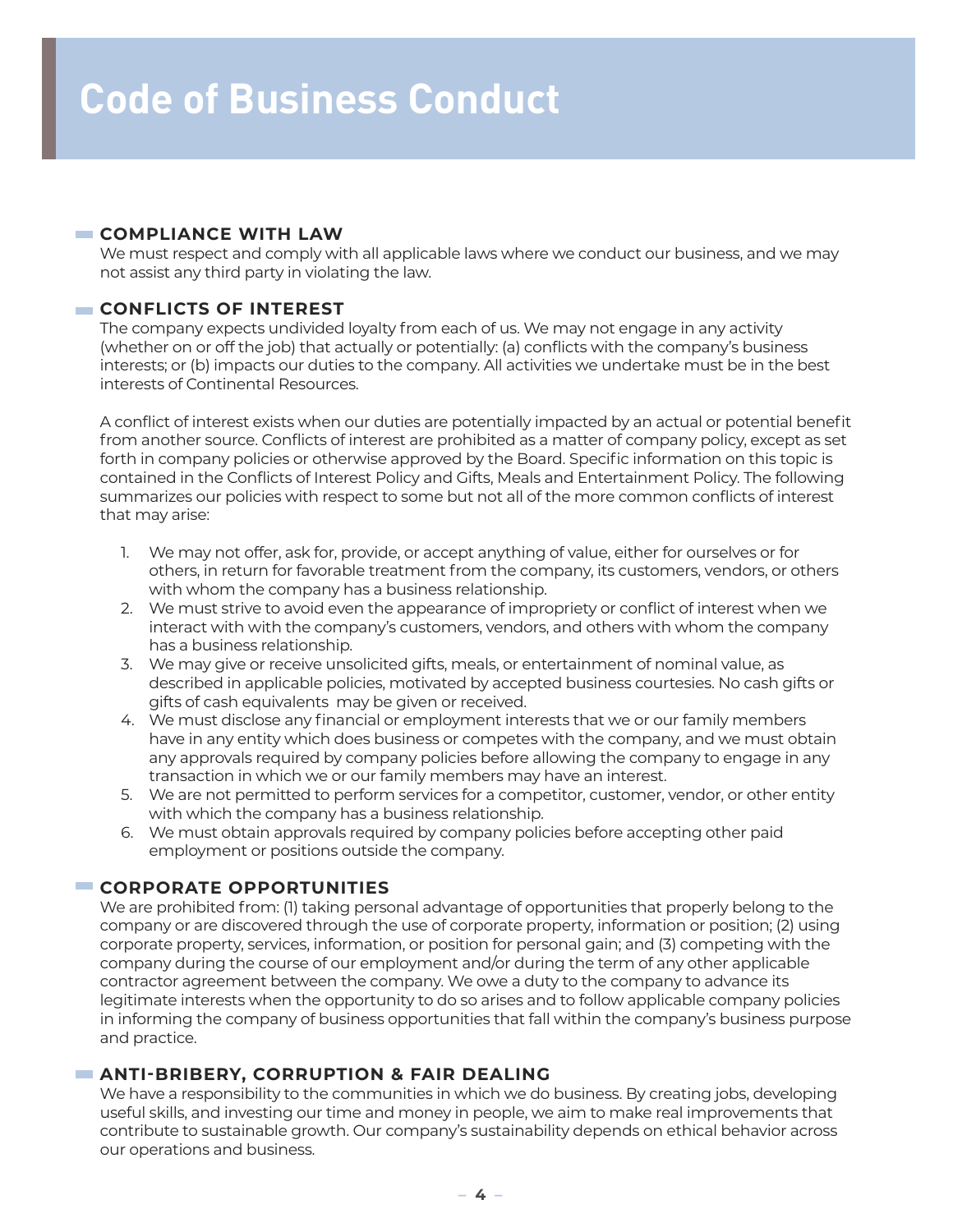# Code of Business Conduct

## COMPLIANCE WITH LAW

We must respect and comply with all applicable laws where we conduct our business, and we may not assist any third party in violating the law.

## CONFLICTS OF INTEREST

The company expects undivided loyalty from each of us. We may not engage in any activity (whether on or off the job) that actually or potentially: (a) conflicts with the company's business interests; or (b) impacts our duties to the company. All activities we undertake must be in the best interests of Continental Resources.

A conflict of interest exists when our duties are potentially impacted by an actual or potential benefit from another source. Conflicts of interest are prohibited as a matter of company policy, except as set forth in company policies or otherwise approved by the Board. Specific information on this topic is contained in the Conflicts of Interest Policy and Gifts, Meals and Entertainment Policy. The following summarizes our policies with respect to some but not all of the more common conflicts of interest that may arise:

1. We may not offer, ask for, provide, or accept anything of value, either for ourselves or for others, in return for favorable treatment from the company, its customers, vendors, or others with whom the company has a business relationship.
2. We must strive to avoid even the appearance of impropriety or conflict of interest when we interact with with the company's customers, vendors, and others with whom the company has a business relationship.
3. We may give or receive unsolicited gifts, meals, or entertainment of nominal value, as described in applicable policies, motivated by accepted business courtesies. No cash gifts or gifts of cash equivalents may be given or received.
4. We must disclose any financial or employment interests that we or our family members have in any entity which does business or competes with the company, and we must obtain any approvals required by company policies before allowing the company to engage in any transaction in which we or our family members may have an interest.
5. We are not permitted to perform services for a competitor, customer, vendor, or other entity with which the company has a business relationship.
6. We must obtain approvals required by company policies before accepting other paid employment or positions outside the company.

## CORPORATE OPPORTUNITIES

We are prohibited from: (1) taking personal advantage of opportunities that properly belong to the company or are discovered through the use of corporate property, information or position; (2) using corporate property, services, information, or position for personal gain; and (3) competing with the company during the course of our employment and/or during the term of any other applicable contractor agreement between the company. We owe a duty to the company to advance its legitimate interests when the opportunity to do so arises and to follow applicable company policies in informing the company of business opportunities that fall within the company's business purpose and practice.

## ANTI-BRIBERY, CORRUPTION & FAIR DEALING

We have a responsibility to the communities in which we do business. By creating jobs, developing useful skills, and investing our time and money in people, we aim to make real improvements that contribute to sustainable growth. Our company's sustainability depends on ethical behavior across our operations and business.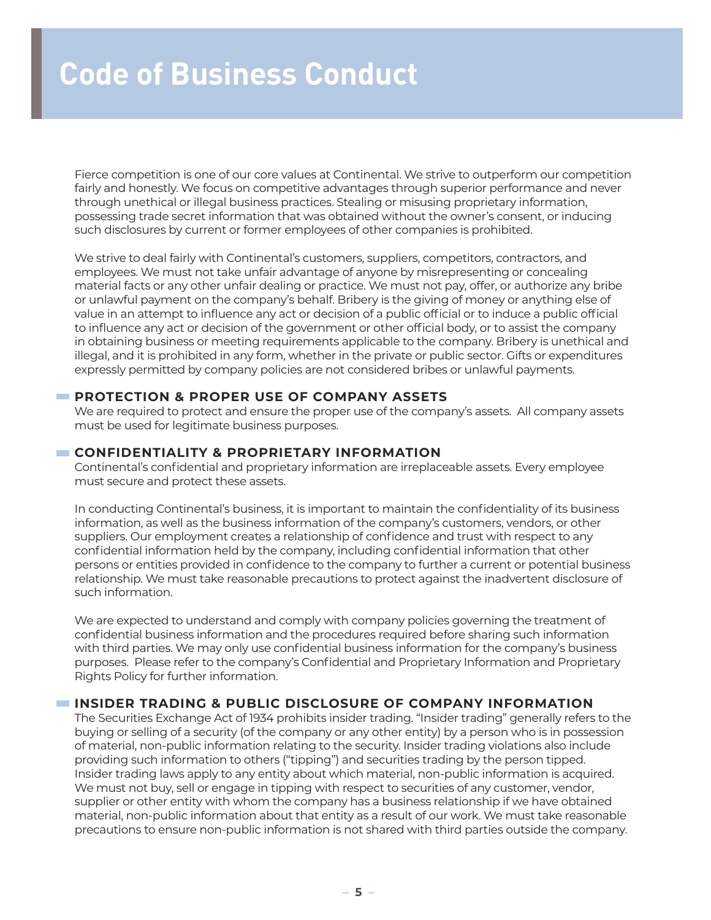# Code of Business Conduct

Fierce competition is one of our core values at Continental. We strive to outperform our competition fairly and honestly. We focus on competitive advantages through superior performance and never through unethical or illegal business practices. Stealing or misusing proprietary information, possessing trade secret information that was obtained without the owner's consent, or inducing such disclosures by current or former employees of other companies is prohibited.

We strive to deal fairly with Continental's customers, suppliers, competitors, contractors, and employees. We must not take unfair advantage of anyone by misrepresenting or concealing material facts or any other unfair dealing or practice. We must not pay, offer, or authorize any bribe or unlawful payment on the company's behalf. Bribery is the giving of money or anything else of value in an attempt to influence any act or decision of a public official or to induce a public official to influence any act or decision of the government or other official body, or to assist the company in obtaining business or meeting requirements applicable to the company. Bribery is unethical and illegal, and it is prohibited in any form, whether in the private or public sector. Gifts or expenditures expressly permitted by company policies are not considered bribes or unlawful payments.

## PROTECTION & PROPER USE OF COMPANY ASSETS

We are required to protect and ensure the proper use of the company's assets. All company assets must be used for legitimate business purposes.

## CONFIDENTIALITY & PROPRIETARY INFORMATION

Continental's confidential and proprietary information are irreplaceable assets. Every employee must secure and protect these assets.

In conducting Continental's business, it is important to maintain the confidentiality of its business information, as well as the business information of the company's customers, vendors, or other suppliers. Our employment creates a relationship of confidence and trust with respect to any confidential information held by the company, including confidential information that other persons or entities provided in confidence to the company to further a current or potential business relationship. We must take reasonable precautions to protect against the inadvertent disclosure of such information.

We are expected to understand and comply with company policies governing the treatment of confidential business information and the procedures required before sharing such information with third parties. We may only use confidential business information for the company's business purposes. Please refer to the company's Confidential and Proprietary Information and Proprietary Rights Policy for further information.

## INSIDER TRADING & PUBLIC DISCLOSURE OF COMPANY INFORMATION

The Securities Exchange Act of 1934 prohibits insider trading. "Insider trading" generally refers to the buying or selling of a security (of the company or any other entity) by a person who is in possession of material, non-public information relating to the security. Insider trading violations also include providing such information to others ("tipping") and securities trading by the person tipped. Insider trading laws apply to any entity about which material, non-public information is acquired. We must not buy, sell or engage in tipping with respect to securities of any customer, vendor, supplier or other entity with whom the company has a business relationship if we have obtained material, non-public information about that entity as a result of our work. We must take reasonable precautions to ensure non-public information is not shared with third parties outside the company.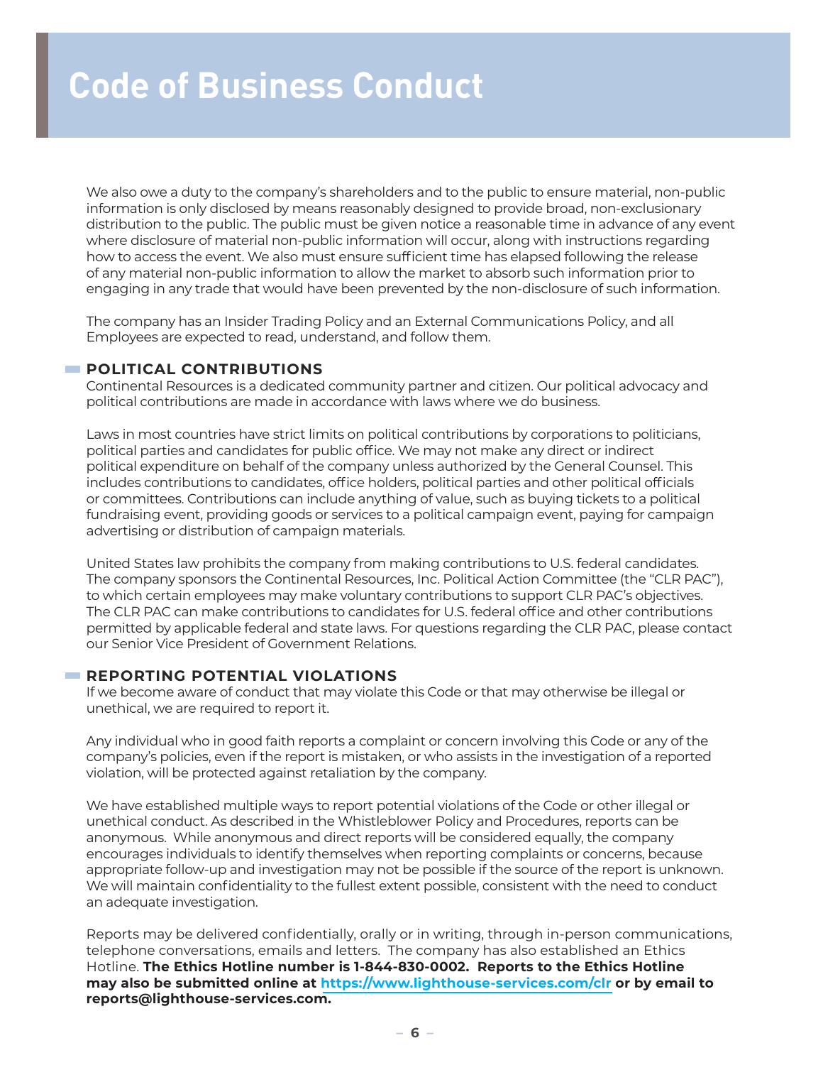# Code of Business Conduct

We also owe a duty to the company's shareholders and to the public to ensure material, non-public information is only disclosed by means reasonably designed to provide broad, non-exclusionary distribution to the public. The public must be given notice a reasonable time in advance of any event where disclosure of material non-public information will occur, along with instructions regarding how to access the event. We also must ensure sufficient time has elapsed following the release of any material non-public information to allow the market to absorb such information prior to engaging in any trade that would have been prevented by the non-disclosure of such information.

The company has an Insider Trading Policy and an External Communications Policy, and all Employees are expected to read, understand, and follow them.

## POLITICAL CONTRIBUTIONS

Continental Resources is a dedicated community partner and citizen. Our political advocacy and political contributions are made in accordance with laws where we do business.

Laws in most countries have strict limits on political contributions by corporations to politicians, political parties and candidates for public office. We may not make any direct or indirect political expenditure on behalf of the company unless authorized by the General Counsel. This includes contributions to candidates, office holders, political parties and other political officials or committees. Contributions can include anything of value, such as buying tickets to a political fundraising event, providing goods or services to a political campaign event, paying for campaign advertising or distribution of campaign materials.

United States law prohibits the company from making contributions to U.S. federal candidates. The company sponsors the Continental Resources, Inc. Political Action Committee (the "CLR PAC"), to which certain employees may make voluntary contributions to support CLR PAC's objectives. The CLR PAC can make contributions to candidates for U.S. federal office and other contributions permitted by applicable federal and state laws. For questions regarding the CLR PAC, please contact our Senior Vice President of Government Relations.

## REPORTING POTENTIAL VIOLATIONS

If we become aware of conduct that may violate this Code or that may otherwise be illegal or unethical, we are required to report it.

Any individual who in good faith reports a complaint or concern involving this Code or any of the company's policies, even if the report is mistaken, or who assists in the investigation of a reported violation, will be protected against retaliation by the company.

We have established multiple ways to report potential violations of the Code or other illegal or unethical conduct. As described in the Whistleblower Policy and Procedures, reports can be anonymous. While anonymous and direct reports will be considered equally, the company encourages individuals to identify themselves when reporting complaints or concerns, because appropriate follow-up and investigation may not be possible if the source of the report is unknown. We will maintain confidentiality to the fullest extent possible, consistent with the need to conduct an adequate investigation.

Reports may be delivered confidentially, orally or in writing, through in-person communications, telephone conversations, emails and letters. The company has also established an Ethics Hotline. **The Ethics Hotline number is 1-844-830-0002. Reports to the Ethics Hotline may also be submitted online at [https://www.lighthouse-services.com/clr](https://www.lighthouse-services.com/clr) or by email to reports@lighthouse-services.com.**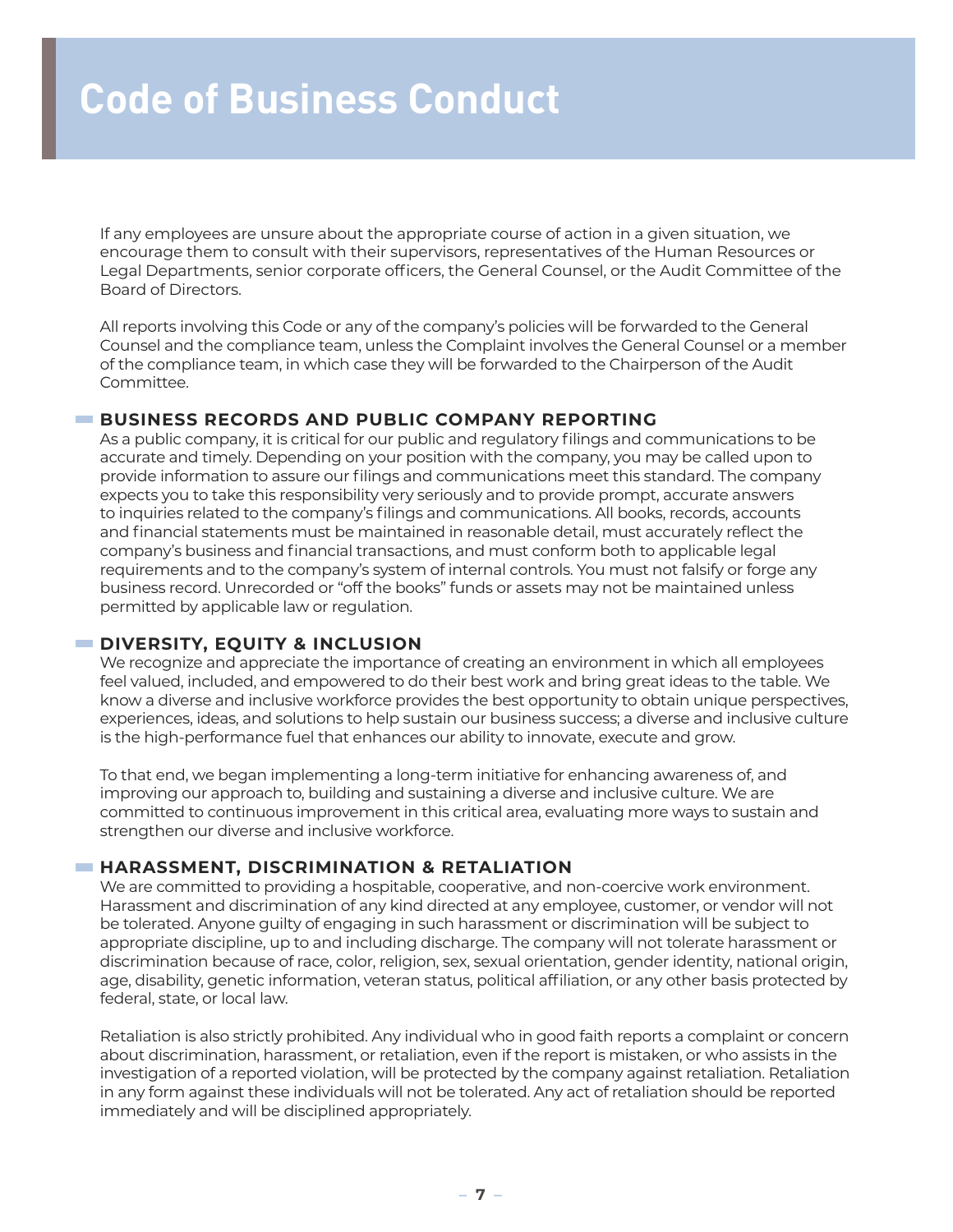# Code of Business Conduct

If any employees are unsure about the appropriate course of action in a given situation, we encourage them to consult with their supervisors, representatives of the Human Resources or Legal Departments, senior corporate officers, the General Counsel, or the Audit Committee of the Board of Directors.

All reports involving this Code or any of the company's policies will be forwarded to the General Counsel and the compliance team, unless the Complaint involves the General Counsel or a member of the compliance team, in which case they will be forwarded to the Chairperson of the Audit Committee.

## BUSINESS RECORDS AND PUBLIC COMPANY REPORTING

As a public company, it is critical for our public and regulatory filings and communications to be accurate and timely. Depending on your position with the company, you may be called upon to provide information to assure our filings and communications meet this standard. The company expects you to take this responsibility very seriously and to provide prompt, accurate answers to inquiries related to the company's filings and communications. All books, records, accounts and financial statements must be maintained in reasonable detail, must accurately reflect the company's business and financial transactions, and must conform both to applicable legal requirements and to the company's system of internal controls. You must not falsify or forge any business record. Unrecorded or "off the books" funds or assets may not be maintained unless permitted by applicable law or regulation.

## DIVERSITY, EQUITY & INCLUSION

We recognize and appreciate the importance of creating an environment in which all employees feel valued, included, and empowered to do their best work and bring great ideas to the table. We know a diverse and inclusive workforce provides the best opportunity to obtain unique perspectives, experiences, ideas, and solutions to help sustain our business success; a diverse and inclusive culture is the high-performance fuel that enhances our ability to innovate, execute and grow.

To that end, we began implementing a long-term initiative for enhancing awareness of, and improving our approach to, building and sustaining a diverse and inclusive culture. We are committed to continuous improvement in this critical area, evaluating more ways to sustain and strengthen our diverse and inclusive workforce.

## HARASSMENT, DISCRIMINATION & RETALIATION

We are committed to providing a hospitable, cooperative, and non-coercive work environment. Harassment and discrimination of any kind directed at any employee, customer, or vendor will not be tolerated. Anyone guilty of engaging in such harassment or discrimination will be subject to appropriate discipline, up to and including discharge. The company will not tolerate harassment or discrimination because of race, color, religion, sex, sexual orientation, gender identity, national origin, age, disability, genetic information, veteran status, political affiliation, or any other basis protected by federal, state, or local law.

Retaliation is also strictly prohibited. Any individual who in good faith reports a complaint or concern about discrimination, harassment, or retaliation, even if the report is mistaken, or who assists in the investigation of a reported violation, will be protected by the company against retaliation. Retaliation in any form against these individuals will not be tolerated. Any act of retaliation should be reported immediately and will be disciplined appropriately.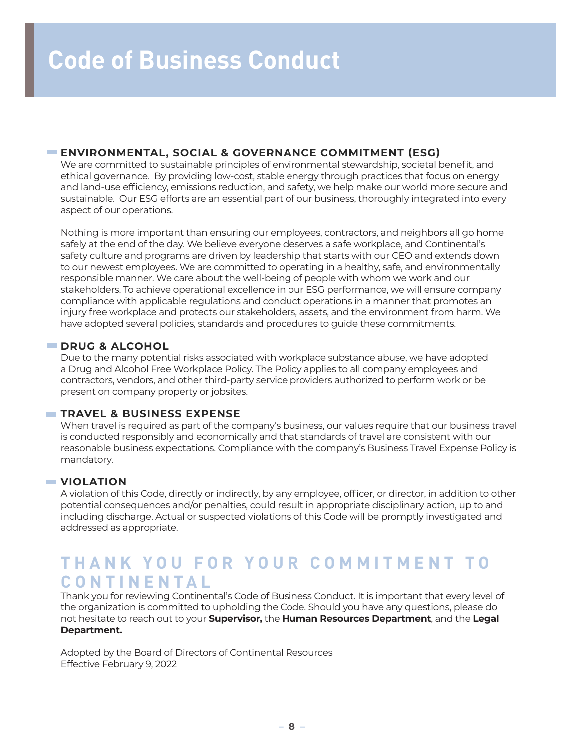# Code of Business Conduct

## ENVIRONMENTAL, SOCIAL & GOVERNANCE COMMITMENT (ESG)

We are committed to sustainable principles of environmental stewardship, societal benefit, and ethical governance. By providing low-cost, stable energy through practices that focus on energy and land-use efficiency, emissions reduction, and safety, we help make our world more secure and sustainable. Our ESG efforts are an essential part of our business, thoroughly integrated into every aspect of our operations.

Nothing is more important than ensuring our employees, contractors, and neighbors all go home safely at the end of the day. We believe everyone deserves a safe workplace, and Continental's safety culture and programs are driven by leadership that starts with our CEO and extends down to our newest employees. We are committed to operating in a healthy, safe, and environmentally responsible manner. We care about the well-being of people with whom we work and our stakeholders. To achieve operational excellence in our ESG performance, we will ensure company compliance with applicable regulations and conduct operations in a manner that promotes an injury free workplace and protects our stakeholders, assets, and the environment from harm. We have adopted several policies, standards and procedures to guide these commitments.

## DRUG & ALCOHOL

Due to the many potential risks associated with workplace substance abuse, we have adopted a Drug and Alcohol Free Workplace Policy. The Policy applies to all company employees and contractors, vendors, and other third-party service providers authorized to perform work or be present on company property or jobsites.

## TRAVEL & BUSINESS EXPENSE

When travel is required as part of the company's business, our values require that our business travel is conducted responsibly and economically and that standards of travel are consistent with our reasonable business expectations. Compliance with the company's Business Travel Expense Policy is mandatory.

## VIOLATION

A violation of this Code, directly or indirectly, by any employee, officer, or director, in addition to other potential consequences and/or penalties, could result in appropriate disciplinary action, up to and including discharge. Actual or suspected violations of this Code will be promptly investigated and addressed as appropriate.

## THANK YOU FOR YOUR COMMITMENT TO CONTINENTAL

Thank you for reviewing Continental's Code of Business Conduct. It is important that every level of the organization is committed to upholding the Code. Should you have any questions, please do not hesitate to reach out to your **Supervisor,** the **Human Resources Department**, and the **Legal Department.**

Adopted by the Board of Directors of Continental Resources
Effective February 9, 2022